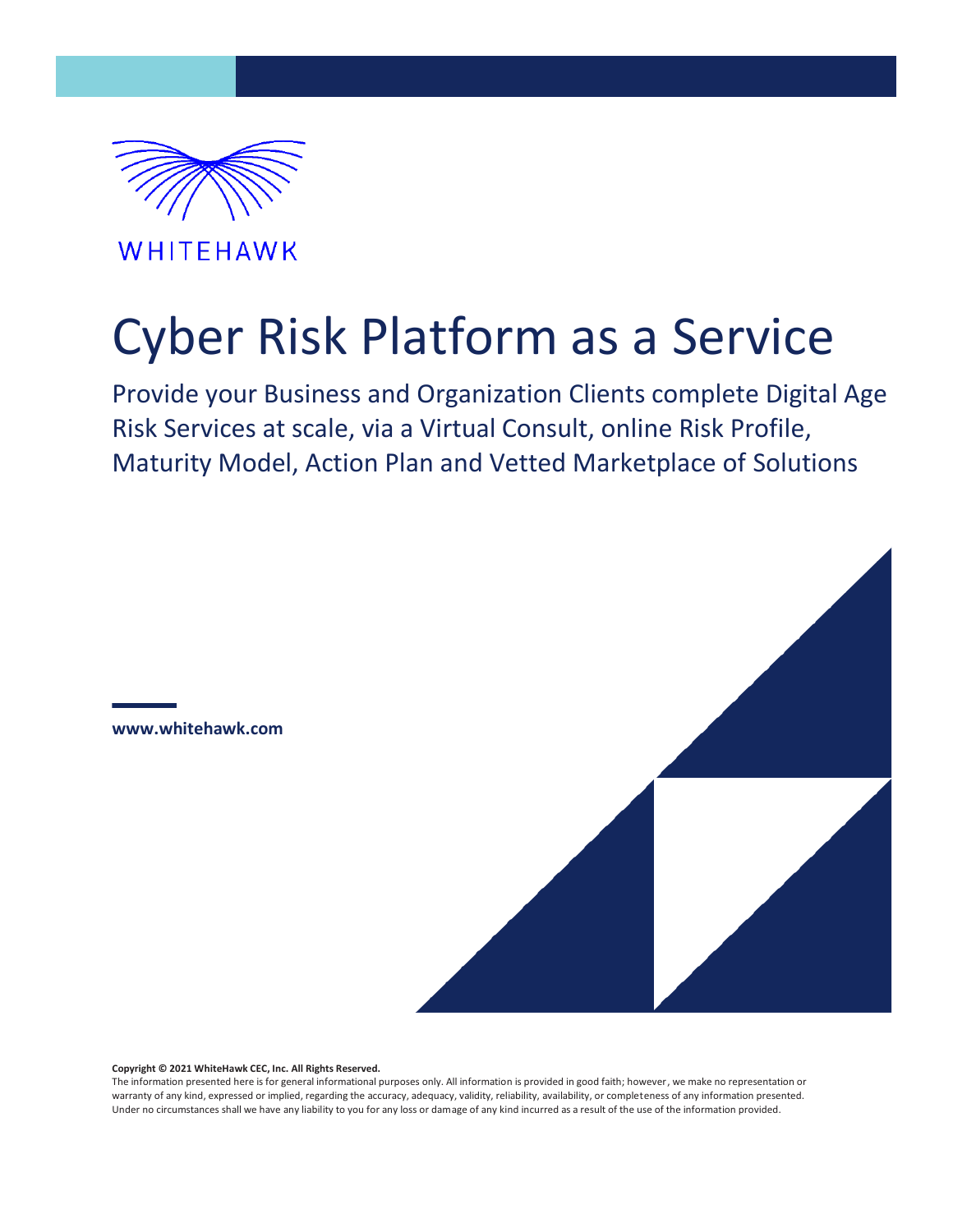WHITEHAWK

# Cyber Risk Platform as a Service

Provide your Business and Organization Clients complete Digital Age Risk Services at scale, via a Virtual Consult, online Risk Profile, Maturity Model, Action Plan and Vetted Marketplace of Solutions

**www.whitehawk.com**

**Copyright © 2021 WhiteHawk CEC, Inc. All Rights Reserved.**

The information presented here is for general informational purposes only. All information is provided in good faith; however, we make no representation or warranty of any kind, expressed or implied, regarding the accuracy, adequacy, validity, reliability, availability, or completeness of any information presented. Under no circumstances shall we have any liability to you for any loss or damage of any kind incurred as a result of the use of the information provided.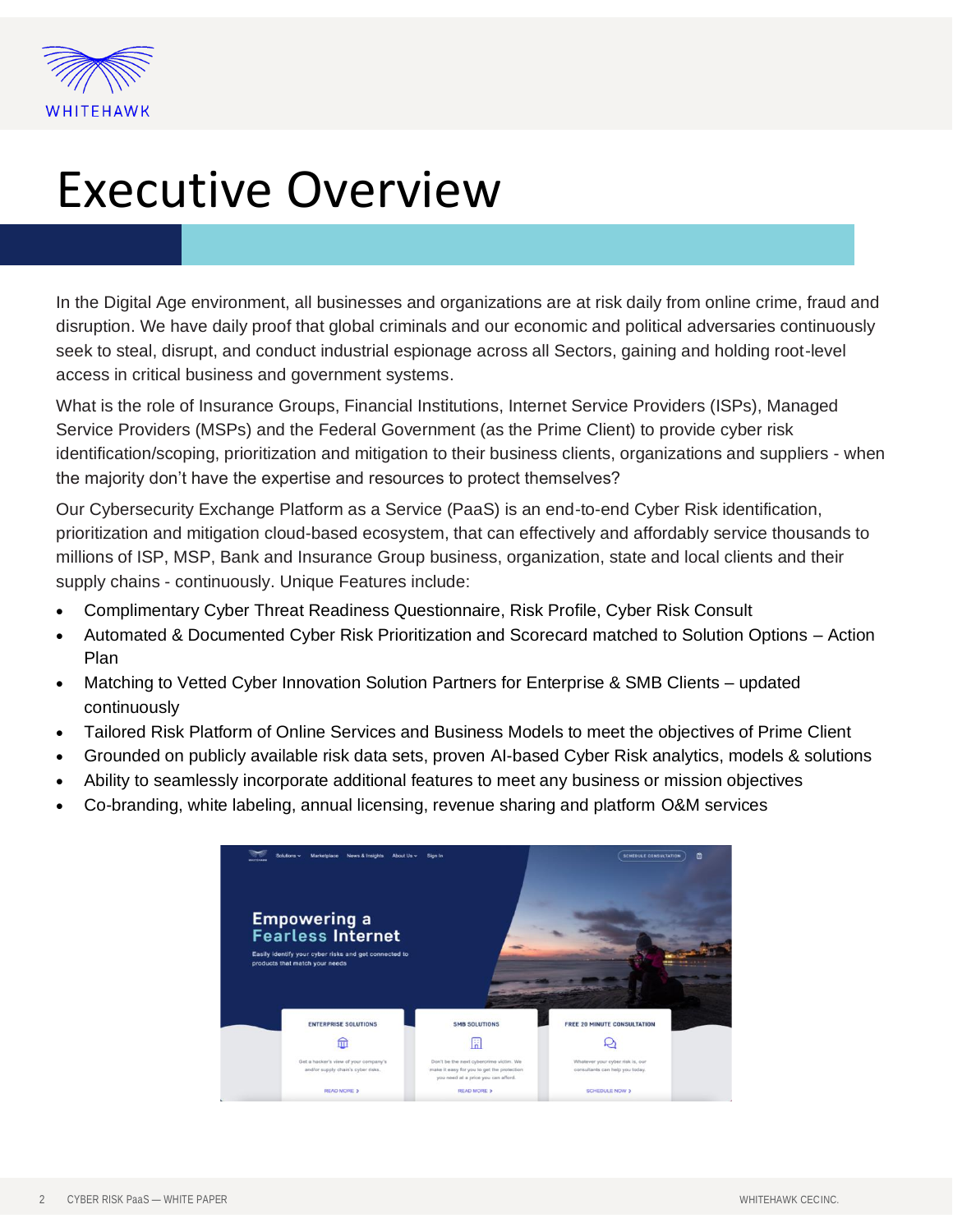# Executive Overview

In the Digital Age environment, all businesses and organizations are at risk daily from online crime, fraud and disruption. We have daily proof that global criminals and our economic and political adversaries continuously seek to steal, disrupt, and conduct industrial espionage across all Sectors, gaining and holding root-level access in critical business and government systems.

What is the role of Insurance Groups, Financial Institutions, Internet Service Providers (ISPs), Managed Service Providers (MSPs) and the Federal Government (as the Prime Client) to provide cyber risk identification/scoping, prioritization and mitigation to their business clients, organizations and suppliers - when the majority don't have the expertise and resources to protect themselves?

Our Cybersecurity Exchange Platform as a Service (PaaS) is an end-to-end Cyber Risk identification, prioritization and mitigation cloud-based ecosystem, that can effectively and affordably service thousands to millions of ISP, MSP, Bank and Insurance Group business, organization, state and local clients and their supply chains - continuously. Unique Features include:

- Complimentary Cyber Threat Readiness Questionnaire, Risk Profile, Cyber Risk Consult
- Automated & Documented Cyber Risk Prioritization and Scorecard matched to Solution Options – Action Plan
- Matching to Vetted Cyber Innovation Solution Partners for Enterprise & SMB Clients – updated continuously
- Tailored Risk Platform of Online Services and Business Models to meet the objectives of Prime Client
- Grounded on publicly available risk data sets, proven AI-based Cyber Risk analytics, models & solutions
- Ability to seamlessly incorporate additional features to meet any business or mission objectives
- Co-branding, white labeling, annual licensing, revenue sharing and platform O&M services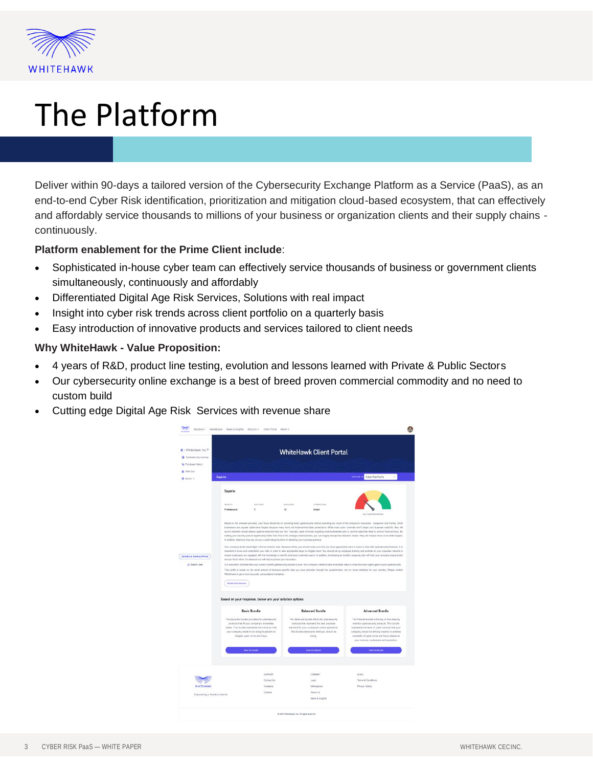# The Platform

Deliver within 90-days a tailored version of the Cybersecurity Exchange Platform as a Service (PaaS), as an end-to-end Cyber Risk identification, prioritization and mitigation cloud-based ecosystem, that can effectively and affordably service thousands to millions of your business or organization clients and their supply chains - continuously.

**Platform enablement for the Prime Client include**:

- Sophisticated in-house cyber team can effectively service thousands of business or government clients simultaneously, continuously and affordably
- Differentiated Digital Age Risk Services, Solutions with real impact
- Insight into cyber risk trends across client portfolio on a quarterly basis
- Easy introduction of innovative products and services tailored to client needs

**Why WhiteHawk - Value Proposition:**

- 4 years of R&D, product line testing, evolution and lessons learned with Private & Public Sectors
- Our cybersecurity online exchange is a best of breed proven commercial commodity and no need to custom build
- Cutting edge Digital Age Risk Services with revenue share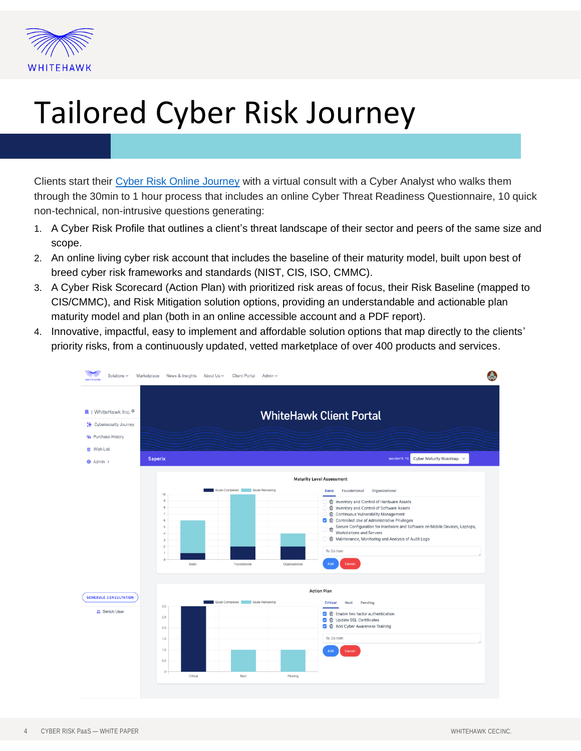# Tailored Cyber Risk Journey

Clients start their [Cyber Risk Online Journey]() with a virtual consult with a Cyber Analyst who walks them through the 30min to 1 hour process that includes an online Cyber Threat Readiness Questionnaire, 10 quick non-technical, non-intrusive questions generating:

1. A Cyber Risk Profile that outlines a client's threat landscape of their sector and peers of the same size and scope.
2. An online living cyber risk account that includes the baseline of their maturity model, built upon best of breed cyber risk frameworks and standards (NIST, CIS, ISO, CMMC).
3. A Cyber Risk Scorecard (Action Plan) with prioritized risk areas of focus, their Risk Baseline (mapped to CIS/CMMC), and Risk Mitigation solution options, providing an understandable and actionable plan maturity model and plan (both in an online accessible account and a PDF report).
4. Innovative, impactful, easy to implement and affordable solution options that map directly to the clients' priority risks, from a continuously updated, vetted marketplace of over 400 products and services.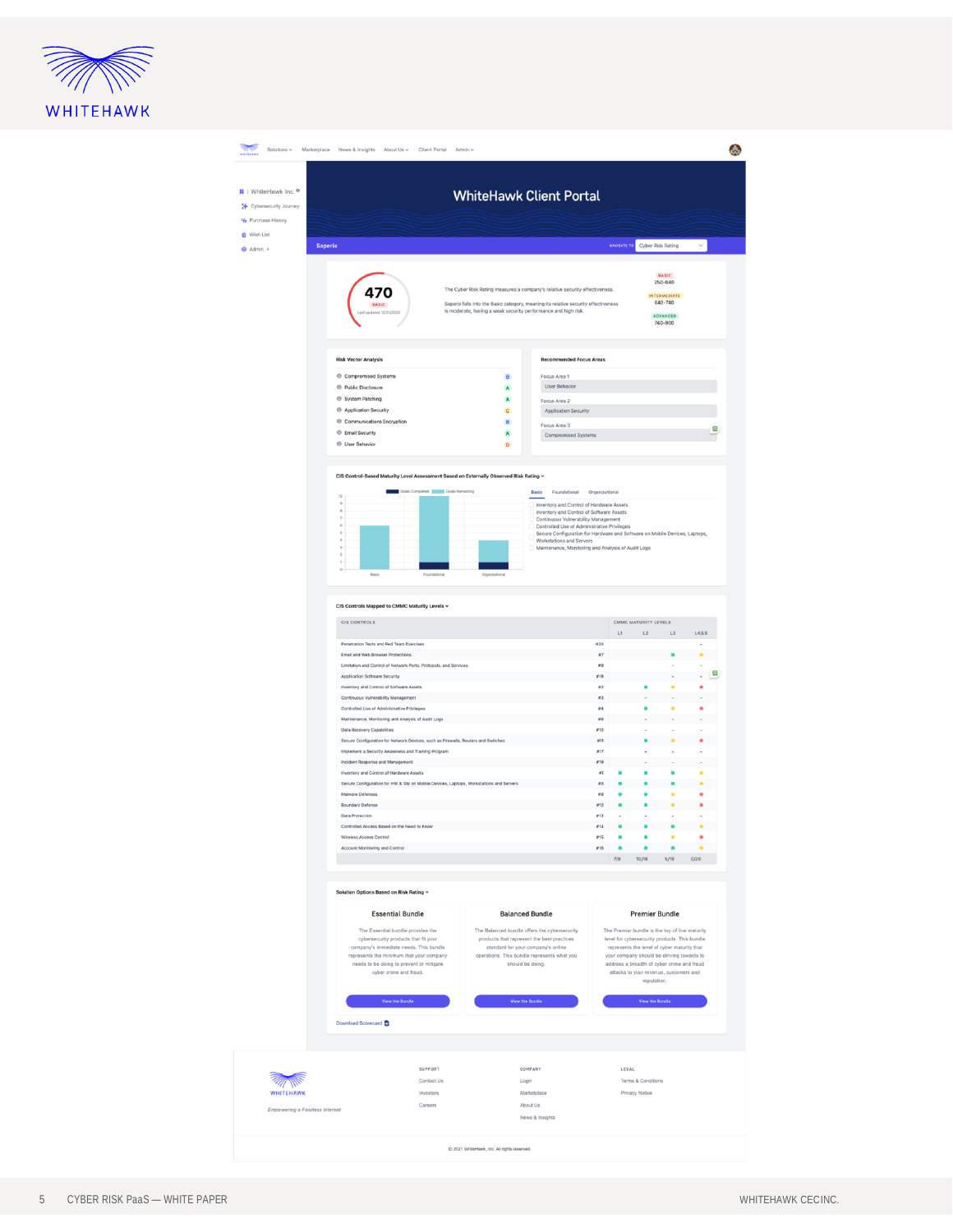Solutions ⌄ Marketplace News & Insights About Us ⌄ Client Portal Admin ⌄

WhiteHawk Inc.
- Cybersecurity Journey
- Purchase History
- Wish List
- Admin ›

# WhiteHawk Client Portal

**Saperix** — NAVIGATE TO: Cyber Risk Rating

**470** BASIC
Last updated 10/31/2020

The Cyber Risk Rating measures a company's relative security effectiveness.

Saperix falls into the Basic category, meaning its relative security effectiveness is moderate, having a weak security performance and high risk.

- BASIC 250-640
- INTERMEDIATE 640-740
- ADVANCED 740-900

### Risk Vector Analysis

| Risk Vector | Grade |
|---|---|
| Compromised Systems | B |
| Public Disclosure | A |
| System Patching | A |
| Application Security | C |
| Communications Encryption | B |
| Email Security | A |
| User Behavior | D |

### Recommended Focus Areas

- Focus Area 1: User Behavior
- Focus Area 2: Application Security
- Focus Area 3: Compromised Systems

### CIS Control-Based Maturity Level Assessment Based on Externally Observed Risk Rating

Goals Completed / Goals Remaining (Basic, Foundational, Organizational)

Basic | Foundational | Organizational

- Inventory and Control of Hardware Assets
- Inventory and Control of Software Assets
- Continuous Vulnerability Management
- Controlled Use of Administrative Privileges
- Secure Configuration for Hardware and Software on Mobile Devices, Laptops, Workstations and Servers
- Maintenance, Monitoring and Analysis of Audit Logs

### CIS Controls Mapped to CMMC Maturity Levels

| CIS CONTROLS | | L1 | L2 | L3 | L4/L5 |
|---|---|---|---|---|---|
| Penetration Tests and Red Team Exercises | #20 | | | | - |
| Email and Web Browser Protections | #7 | | | ● | ● |
| Limitation and Control of Network Ports, Protocols, and Services | #9 | | | - | - |
| Application Software Security | #18 | | | - | - |
| Inventory and Control of Software Assets | #2 | | ● | ● | ● |
| Continuous Vulnerability Management | #3 | | - | - | - |
| Controlled Use of Administrative Privileges | #4 | | ● | ● | ● |
| Maintenance, Monitoring and Analysis of Audit Logs | #6 | | - | - | - |
| Data Recovery Capabilities | #10 | | - | - | - |
| Secure Configuration for Network Devices, such as Firewalls, Routers and Switches | #11 | | ● | ● | ● |
| Implement a Security Awareness and Training Program | #17 | | - | - | - |
| Incident Response and Management | #19 | | - | - | - |
| Inventory and Control of Hardware Assets | #1 | ● | ● | ● | ● |
| Secure Configuration for HW & SW on Mobile Devices, Laptops, Workstations and Servers | #5 | ● | ● | ● | ● |
| Malware Defenses | #8 | ● | ● | ● | ● |
| Boundary Defense | #12 | ● | ● | ● | ● |
| Data Protection | #13 | - | - | - | - |
| Controlled Access Based on the Need to Know | #14 | ● | ● | ● | ● |
| Wireless Access Control | #15 | ● | ● | ● | ● |
| Account Monitoring and Control | #16 | ● | ● | ● | ● |
| | | 7/8 | 10/16 | 5/19 | 0/20 |

### Solution Options Based on Risk Rating

**Essential Bundle**
The Essential bundle provides the cybersecurity products that fit your company's immediate needs. This bundle represents the minimum that your company needs to be doing to prevent or mitigate cyber crime and fraud.
View the Bundle

**Balanced Bundle**
The Balanced bundle offers the cybersecurity products that represent the best practices standard for your company's online operations. This bundle represents what you should be doing.
View the Bundle

**Premier Bundle**
The Premier bundle is the top of line maturity level for cybersecurity products. This bundle represents the level of cyber maturity that your company should be striving towards to address a breadth of cyber crime and fraud attacks to your revenue, customers and reputation.
View the Bundle

Download Scorecard

WHITEHAWK — *Empowering a Fearless Internet*

SUPPORT: Contact Us, Investors, Careers
COMPANY: Login, Marketplace, About Us, News & Insights
LEGAL: Terms & Conditions, Privacy Notice

© 2021 WhiteHawk, Inc. All rights reserved.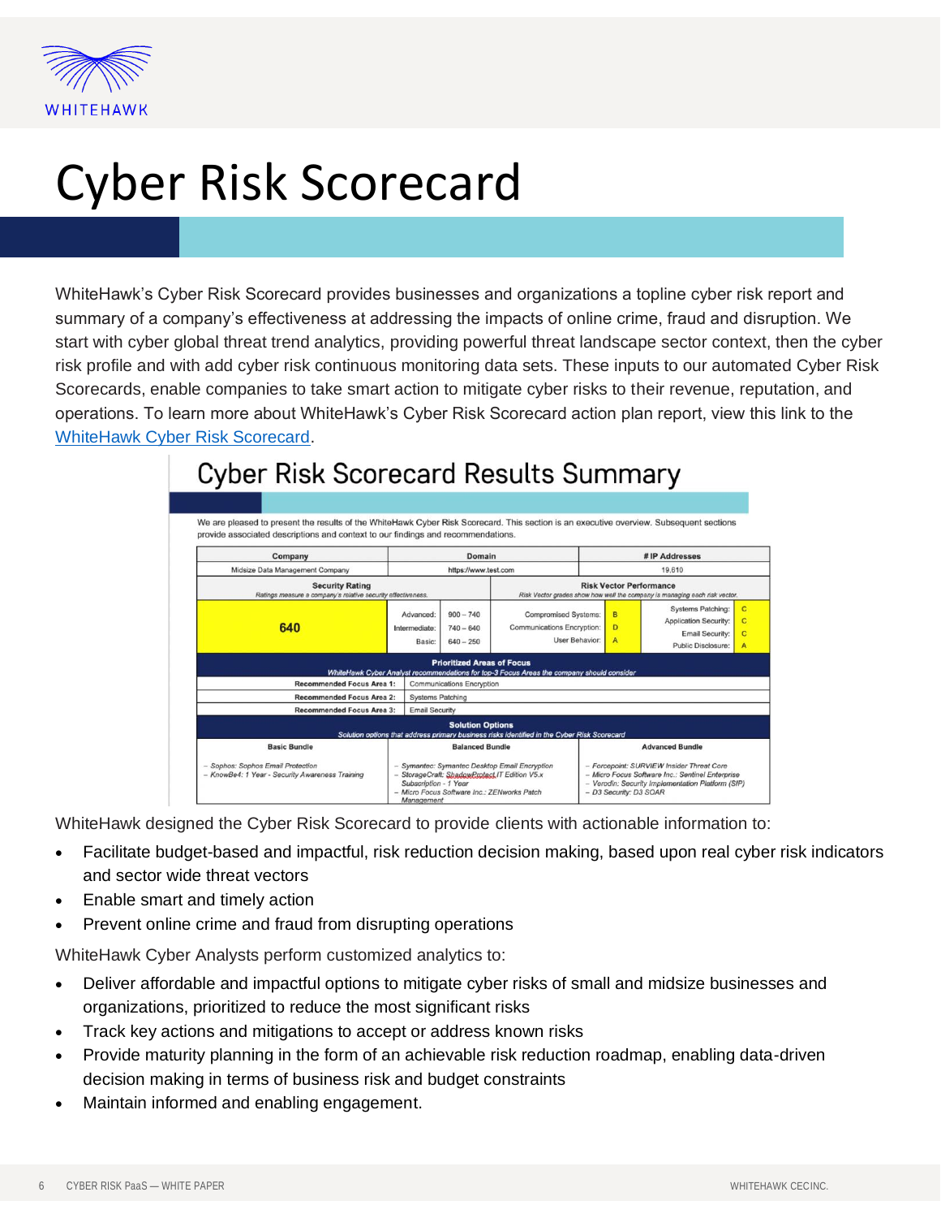# Cyber Risk Scorecard

WhiteHawk's Cyber Risk Scorecard provides businesses and organizations a topline cyber risk report and summary of a company's effectiveness at addressing the impacts of online crime, fraud and disruption. We start with cyber global threat trend analytics, providing powerful threat landscape sector context, then the cyber risk profile and with add cyber risk continuous monitoring data sets. These inputs to our automated Cyber Risk Scorecards, enable companies to take smart action to mitigate cyber risks to their revenue, reputation, and operations. To learn more about WhiteHawk's Cyber Risk Scorecard action plan report, view this link to the [WhiteHawk Cyber Risk Scorecard]().

## Cyber Risk Scorecard Results Summary

We are pleased to present the results of the WhiteHawk Cyber Risk Scorecard. This section is an executive overview. Subsequent sections provide associated descriptions and context to our findings and recommendations.

| Company | Domain | # IP Addresses |
|---|---|---|
| Midsize Data Management Company | https://www.test.com | 19,610 |

| Security Rating<br>*Ratings measure a company's relative security effectiveness.* | | | Risk Vector Performance<br>*Risk Vector grades show how well the company is managing each risk vector.* | | | |
|---|---|---|---|---|---|---|
| 640 | Advanced: | 900 – 740 | Compromised Systems: | B | Systems Patching: | C |
| | Intermediate: | 740 – 640 | Communications Encryption: | D | Application Security: | C |
| | Basic: | 640 – 250 | User Behavior: | A | Email Security: | C |
| | | | | | Public Disclosure: | A |

| Prioritized Areas of Focus<br>*WhiteHawk Cyber Analyst recommendations for top-3 Focus Areas the company should consider* | |
|---|---|
| Recommended Focus Area 1: | Communications Encryption |
| Recommended Focus Area 2: | Systems Patching |
| Recommended Focus Area 3: | Email Security |

| Solution Options<br>*Solution options that address primary business risks identified in the Cyber Risk Scorecard* | | |
|---|---|---|
| **Basic Bundle** | **Balanced Bundle** | **Advanced Bundle** |
| – *Sophos: Sophos Email Protection*<br>– *KnowBe4: 1 Year - Security Awareness Training* | – *Symantec: Symantec Desktop Email Encryption*<br>– *StorageCraft: ShadowProtect IT Edition V5.x Subscription - 1 Year*<br>– *Micro Focus Software Inc.: ZENworks Patch Management* | – *Forcepoint: SURVIEW Insider Threat Core*<br>– *Micro Focus Software Inc.: Sentinel Enterprise*<br>– *Verodin: Security Implementation Platform (SIP)*<br>– *D3 Security: D3 SOAR* |

WhiteHawk designed the Cyber Risk Scorecard to provide clients with actionable information to:

- Facilitate budget-based and impactful, risk reduction decision making, based upon real cyber risk indicators and sector wide threat vectors
- Enable smart and timely action
- Prevent online crime and fraud from disrupting operations

WhiteHawk Cyber Analysts perform customized analytics to:

- Deliver affordable and impactful options to mitigate cyber risks of small and midsize businesses and organizations, prioritized to reduce the most significant risks
- Track key actions and mitigations to accept or address known risks
- Provide maturity planning in the form of an achievable risk reduction roadmap, enabling data-driven decision making in terms of business risk and budget constraints
- Maintain informed and enabling engagement.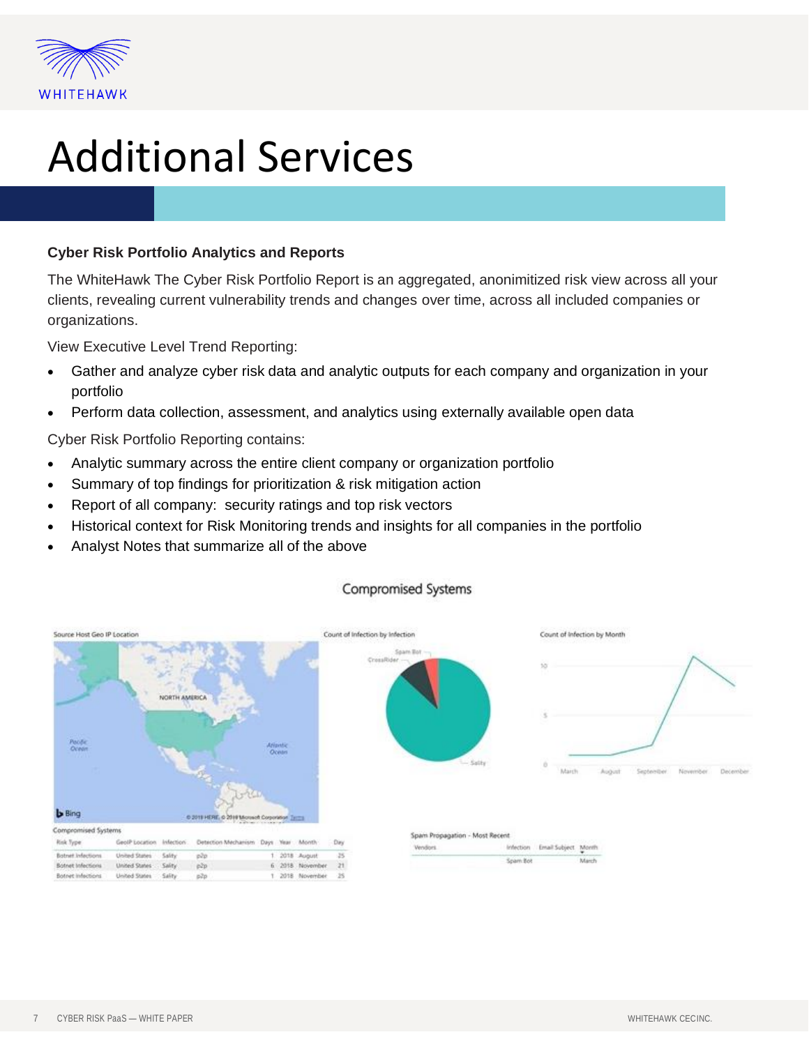# Additional Services

**Cyber Risk Portfolio Analytics and Reports**

The WhiteHawk The Cyber Risk Portfolio Report is an aggregated, anonimitized risk view across all your clients, revealing current vulnerability trends and changes over time, across all included companies or organizations.

View Executive Level Trend Reporting:

- Gather and analyze cyber risk data and analytic outputs for each company and organization in your portfolio
- Perform data collection, assessment, and analytics using externally available open data

Cyber Risk Portfolio Reporting contains:

- Analytic summary across the entire client company or organization portfolio
- Summary of top findings for prioritization & risk mitigation action
- Report of all company:  security ratings and top risk vectors
- Historical context for Risk Monitoring trends and insights for all companies in the portfolio
- Analyst Notes that summarize all of the above

Compromised Systems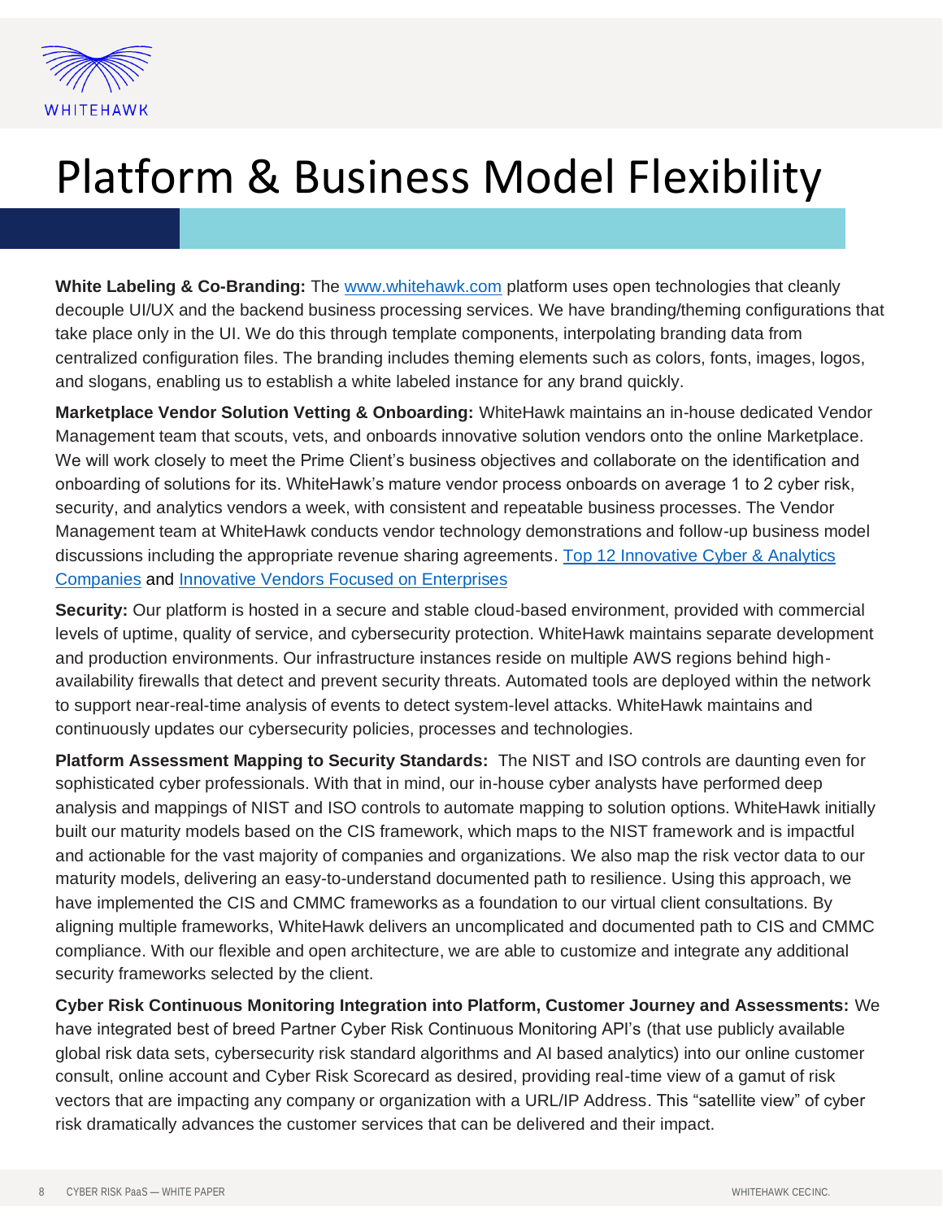# Platform & Business Model Flexibility

**White Labeling & Co-Branding:** The [www.whitehawk.com](http://www.whitehawk.com) platform uses open technologies that cleanly decouple UI/UX and the backend business processing services. We have branding/theming configurations that take place only in the UI. We do this through template components, interpolating branding data from centralized configuration files. The branding includes theming elements such as colors, fonts, images, logos, and slogans, enabling us to establish a white labeled instance for any brand quickly.

**Marketplace Vendor Solution Vetting & Onboarding:** WhiteHawk maintains an in-house dedicated Vendor Management team that scouts, vets, and onboards innovative solution vendors onto the online Marketplace. We will work closely to meet the Prime Client's business objectives and collaborate on the identification and onboarding of solutions for its. WhiteHawk's mature vendor process onboards on average 1 to 2 cyber risk, security, and analytics vendors a week, with consistent and repeatable business processes. The Vendor Management team at WhiteHawk conducts vendor technology demonstrations and follow-up business model discussions including the appropriate revenue sharing agreements. Top 12 Innovative Cyber & Analytics Companies and Innovative Vendors Focused on Enterprises

**Security:** Our platform is hosted in a secure and stable cloud-based environment, provided with commercial levels of uptime, quality of service, and cybersecurity protection. WhiteHawk maintains separate development and production environments. Our infrastructure instances reside on multiple AWS regions behind high-availability firewalls that detect and prevent security threats. Automated tools are deployed within the network to support near-real-time analysis of events to detect system-level attacks. WhiteHawk maintains and continuously updates our cybersecurity policies, processes and technologies.

**Platform Assessment Mapping to Security Standards:** The NIST and ISO controls are daunting even for sophisticated cyber professionals. With that in mind, our in-house cyber analysts have performed deep analysis and mappings of NIST and ISO controls to automate mapping to solution options. WhiteHawk initially built our maturity models based on the CIS framework, which maps to the NIST framework and is impactful and actionable for the vast majority of companies and organizations. We also map the risk vector data to our maturity models, delivering an easy-to-understand documented path to resilience. Using this approach, we have implemented the CIS and CMMC frameworks as a foundation to our virtual client consultations. By aligning multiple frameworks, WhiteHawk delivers an uncomplicated and documented path to CIS and CMMC compliance. With our flexible and open architecture, we are able to customize and integrate any additional security frameworks selected by the client.

**Cyber Risk Continuous Monitoring Integration into Platform, Customer Journey and Assessments:** We have integrated best of breed Partner Cyber Risk Continuous Monitoring API's (that use publicly available global risk data sets, cybersecurity risk standard algorithms and AI based analytics) into our online customer consult, online account and Cyber Risk Scorecard as desired, providing real-time view of a gamut of risk vectors that are impacting any company or organization with a URL/IP Address. This "satellite view" of cyber risk dramatically advances the customer services that can be delivered and their impact.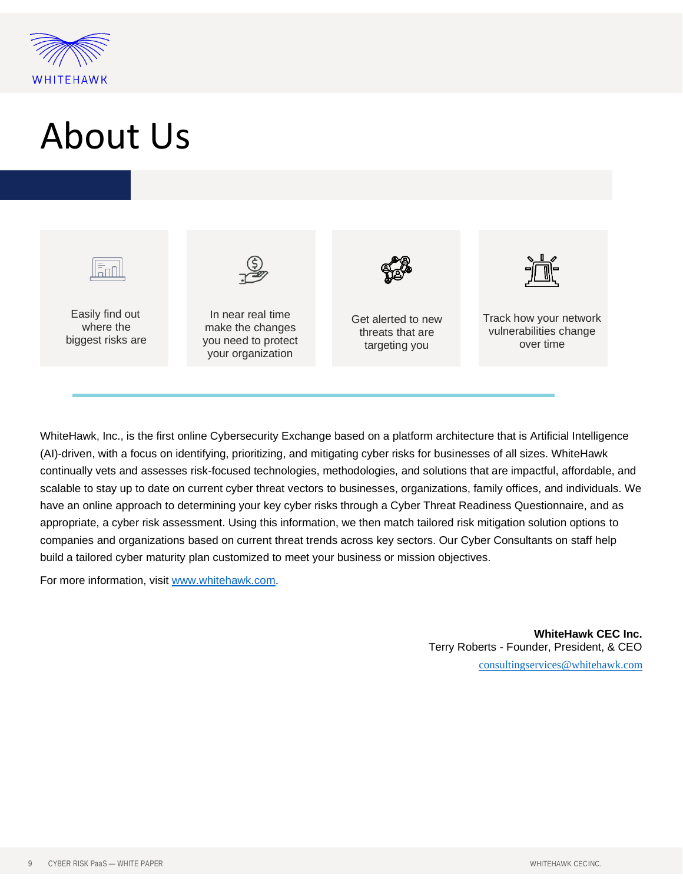# About Us

Easily find out where the biggest risks are

In near real time make the changes you need to protect your organization

Get alerted to new threats that are targeting you

Track how your network vulnerabilities change over time

WhiteHawk, Inc., is the first online Cybersecurity Exchange based on a platform architecture that is Artificial Intelligence (AI)-driven, with a focus on identifying, prioritizing, and mitigating cyber risks for businesses of all sizes. WhiteHawk continually vets and assesses risk-focused technologies, methodologies, and solutions that are impactful, affordable, and scalable to stay up to date on current cyber threat vectors to businesses, organizations, family offices, and individuals. We have an online approach to determining your key cyber risks through a Cyber Threat Readiness Questionnaire, and as appropriate, a cyber risk assessment. Using this information, we then match tailored risk mitigation solution options to companies and organizations based on current threat trends across key sectors. Our Cyber Consultants on staff help build a tailored cyber maturity plan customized to meet your business or mission objectives.

For more information, visit [www.whitehawk.com](http://www.whitehawk.com).

**WhiteHawk CEC Inc.**
Terry Roberts - Founder, President, & CEO
[consultingservices@whitehawk.com](mailto:consultingservices@whitehawk.com)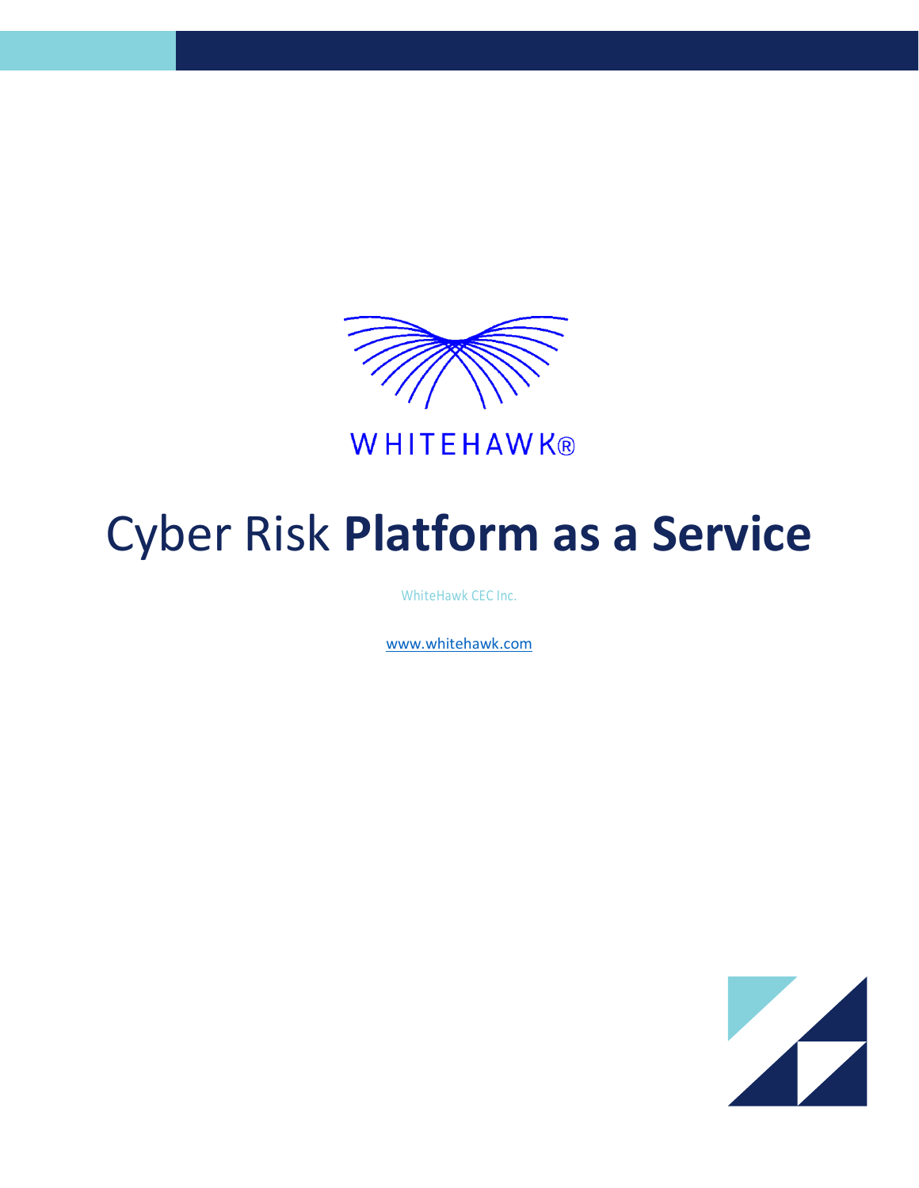WHITEHAWK®

# Cyber Risk **Platform as a Service**

WhiteHawk CEC Inc.

www.whitehawk.com